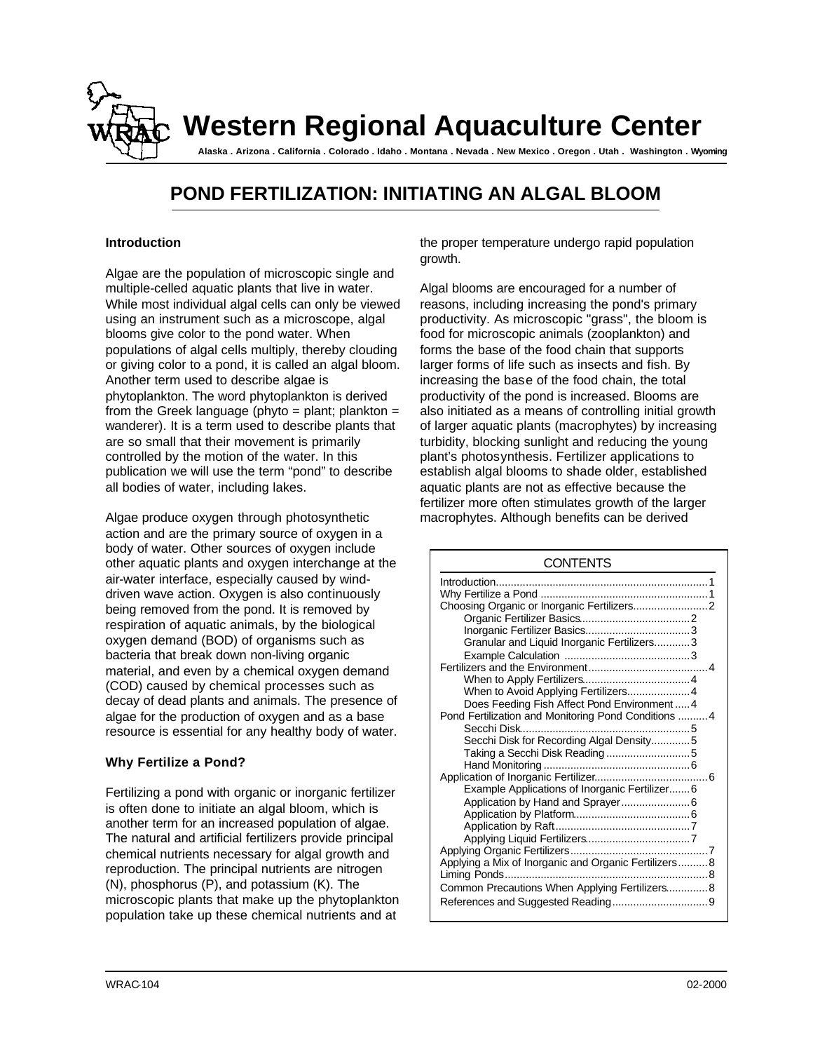# Western Regional Aquaculture Center

**Alaska . Arizona . California . Colorado . Idaho . Montana . Nevada . New Mexico . Oregon . Utah . Washington . Wyoming**

## POND FERTILIZATION: INITIATING AN ALGAL BLOOM

### Introduction

Algae are the population of microscopic single and multiple-celled aquatic plants that live in water. While most individual algal cells can only be viewed using an instrument such as a microscope, algal blooms give color to the pond water. When populations of algal cells multiply, thereby clouding or giving color to a pond, it is called an algal bloom. Another term used to describe algae is phytoplankton. The word phytoplankton is derived from the Greek language (phyto = plant; plankton = wanderer). It is a term used to describe plants that are so small that their movement is primarily controlled by the motion of the water. In this publication we will use the term "pond" to describe all bodies of water, including lakes.

Algae produce oxygen through photosynthetic action and are the primary source of oxygen in a body of water. Other sources of oxygen include other aquatic plants and oxygen interchange at the air-water interface, especially caused by wind-driven wave action. Oxygen is also continuously being removed from the pond. It is removed by respiration of aquatic animals, by the biological oxygen demand (BOD) of organisms such as bacteria that break down non-living organic material, and even by a chemical oxygen demand (COD) caused by chemical processes such as decay of dead plants and animals. The presence of algae for the production of oxygen and as a base resource is essential for any healthy body of water.

### Why Fertilize a Pond?

Fertilizing a pond with organic or inorganic fertilizer is often done to initiate an algal bloom, which is another term for an increased population of algae. The natural and artificial fertilizers provide principal chemical nutrients necessary for algal growth and reproduction. The principal nutrients are nitrogen (N), phosphorus (P), and potassium (K). The microscopic plants that make up the phytoplankton population take up these chemical nutrients and at the proper temperature undergo rapid population growth.

Algal blooms are encouraged for a number of reasons, including increasing the pond's primary productivity. As microscopic "grass", the bloom is food for microscopic animals (zooplankton) and forms the base of the food chain that supports larger forms of life such as insects and fish. By increasing the base of the food chain, the total productivity of the pond is increased. Blooms are also initiated as a means of controlling initial growth of larger aquatic plants (macrophytes) by increasing turbidity, blocking sunlight and reducing the young plant's photosynthesis. Fertilizer applications to establish algal blooms to shade older, established aquatic plants are not as effective because the fertilizer more often stimulates growth of the larger macrophytes. Although benefits can be derived

| CONTENTS | |
|---|---|
| Introduction | 1 |
| Why Fertilize a Pond | 1 |
| Choosing Organic or Inorganic Fertilizers | 2 |
| Organic Fertilizer Basics | 2 |
| Inorganic Fertilizer Basics | 3 |
| Granular and Liquid Inorganic Fertilizers | 3 |
| Example Calculation | 3 |
| Fertilizers and the Environment | 4 |
| When to Apply Fertilizers | 4 |
| When to Avoid Applying Fertilizers | 4 |
| Does Feeding Fish Affect Pond Environment | 4 |
| Pond Fertilization and Monitoring Pond Conditions | 4 |
| Secchi Disk | 5 |
| Secchi Disk for Recording Algal Density | 5 |
| Taking a Secchi Disk Reading | 5 |
| Hand Monitoring | 6 |
| Application of Inorganic Fertilizer | 6 |
| Example Applications of Inorganic Fertilizer | 6 |
| Application by Hand and Sprayer | 6 |
| Application by Platform | 6 |
| Application by Raft | 7 |
| Applying Liquid Fertilizers | 7 |
| Applying Organic Fertilizers | 7 |
| Applying a Mix of Inorganic and Organic Fertilizers | 8 |
| Liming Ponds | 8 |
| Common Precautions When Applying Fertilizers | 8 |
| References and Suggested Reading | 9 |

WRAC-104 02-2000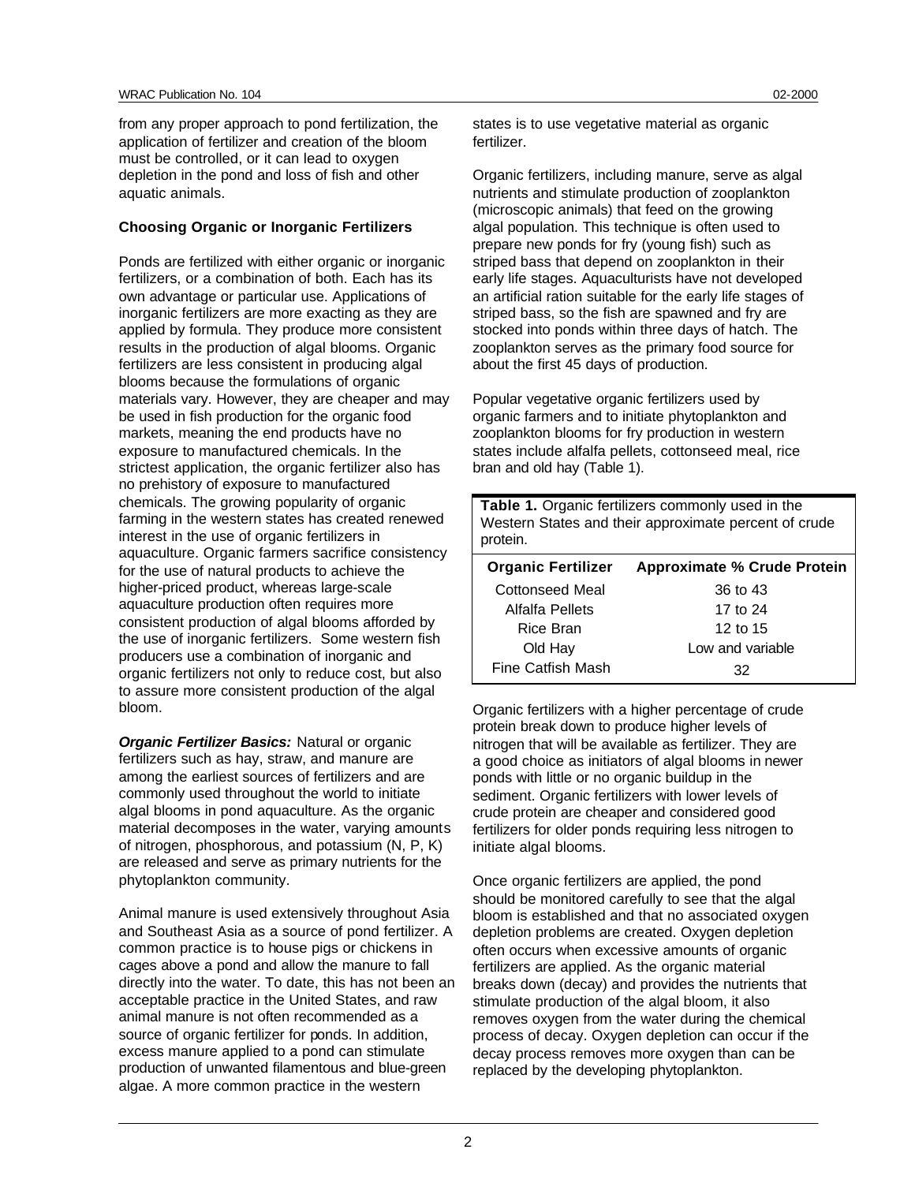from any proper approach to pond fertilization, the application of fertilizer and creation of the bloom must be controlled, or it can lead to oxygen depletion in the pond and loss of fish and other aquatic animals.

### Choosing Organic or Inorganic Fertilizers

Ponds are fertilized with either organic or inorganic fertilizers, or a combination of both. Each has its own advantage or particular use. Applications of inorganic fertilizers are more exacting as they are applied by formula. They produce more consistent results in the production of algal blooms. Organic fertilizers are less consistent in producing algal blooms because the formulations of organic materials vary. However, they are cheaper and may be used in fish production for the organic food markets, meaning the end products have no exposure to manufactured chemicals. In the strictest application, the organic fertilizer also has no prehistory of exposure to manufactured chemicals. The growing popularity of organic farming in the western states has created renewed interest in the use of organic fertilizers in aquaculture. Organic farmers sacrifice consistency for the use of natural products to achieve the higher-priced product, whereas large-scale aquaculture production often requires more consistent production of algal blooms afforded by the use of inorganic fertilizers. Some western fish producers use a combination of inorganic and organic fertilizers not only to reduce cost, but also to assure more consistent production of the algal bloom.

***Organic Fertilizer Basics:*** Natural or organic fertilizers such as hay, straw, and manure are among the earliest sources of fertilizers and are commonly used throughout the world to initiate algal blooms in pond aquaculture. As the organic material decomposes in the water, varying amounts of nitrogen, phosphorous, and potassium (N, P, K) are released and serve as primary nutrients for the phytoplankton community.

Animal manure is used extensively throughout Asia and Southeast Asia as a source of pond fertilizer. A common practice is to house pigs or chickens in cages above a pond and allow the manure to fall directly into the water. To date, this has not been an acceptable practice in the United States, and raw animal manure is not often recommended as a source of organic fertilizer for ponds. In addition, excess manure applied to a pond can stimulate production of unwanted filamentous and blue-green algae. A more common practice in the western states is to use vegetative material as organic fertilizer.

Organic fertilizers, including manure, serve as algal nutrients and stimulate production of zooplankton (microscopic animals) that feed on the growing algal population. This technique is often used to prepare new ponds for fry (young fish) such as striped bass that depend on zooplankton in their early life stages. Aquaculturists have not developed an artificial ration suitable for the early life stages of striped bass, so the fish are spawned and fry are stocked into ponds within three days of hatch. The zooplankton serves as the primary food source for about the first 45 days of production.

Popular vegetative organic fertilizers used by organic farmers and to initiate phytoplankton and zooplankton blooms for fry production in western states include alfalfa pellets, cottonseed meal, rice bran and old hay (Table 1).

**Table 1.** Organic fertilizers commonly used in the Western States and their approximate percent of crude protein.

| Organic Fertilizer | Approximate % Crude Protein |
|---|---|
| Cottonseed Meal | 36 to 43 |
| Alfalfa Pellets | 17 to 24 |
| Rice Bran | 12 to 15 |
| Old Hay | Low and variable |
| Fine Catfish Mash | 32 |

Organic fertilizers with a higher percentage of crude protein break down to produce higher levels of nitrogen that will be available as fertilizer. They are a good choice as initiators of algal blooms in newer ponds with little or no organic buildup in the sediment. Organic fertilizers with lower levels of crude protein are cheaper and considered good fertilizers for older ponds requiring less nitrogen to initiate algal blooms.

Once organic fertilizers are applied, the pond should be monitored carefully to see that the algal bloom is established and that no associated oxygen depletion problems are created. Oxygen depletion often occurs when excessive amounts of organic fertilizers are applied. As the organic material breaks down (decay) and provides the nutrients that stimulate production of the algal bloom, it also removes oxygen from the water during the chemical process of decay. Oxygen depletion can occur if the decay process removes more oxygen than can be replaced by the developing phytoplankton.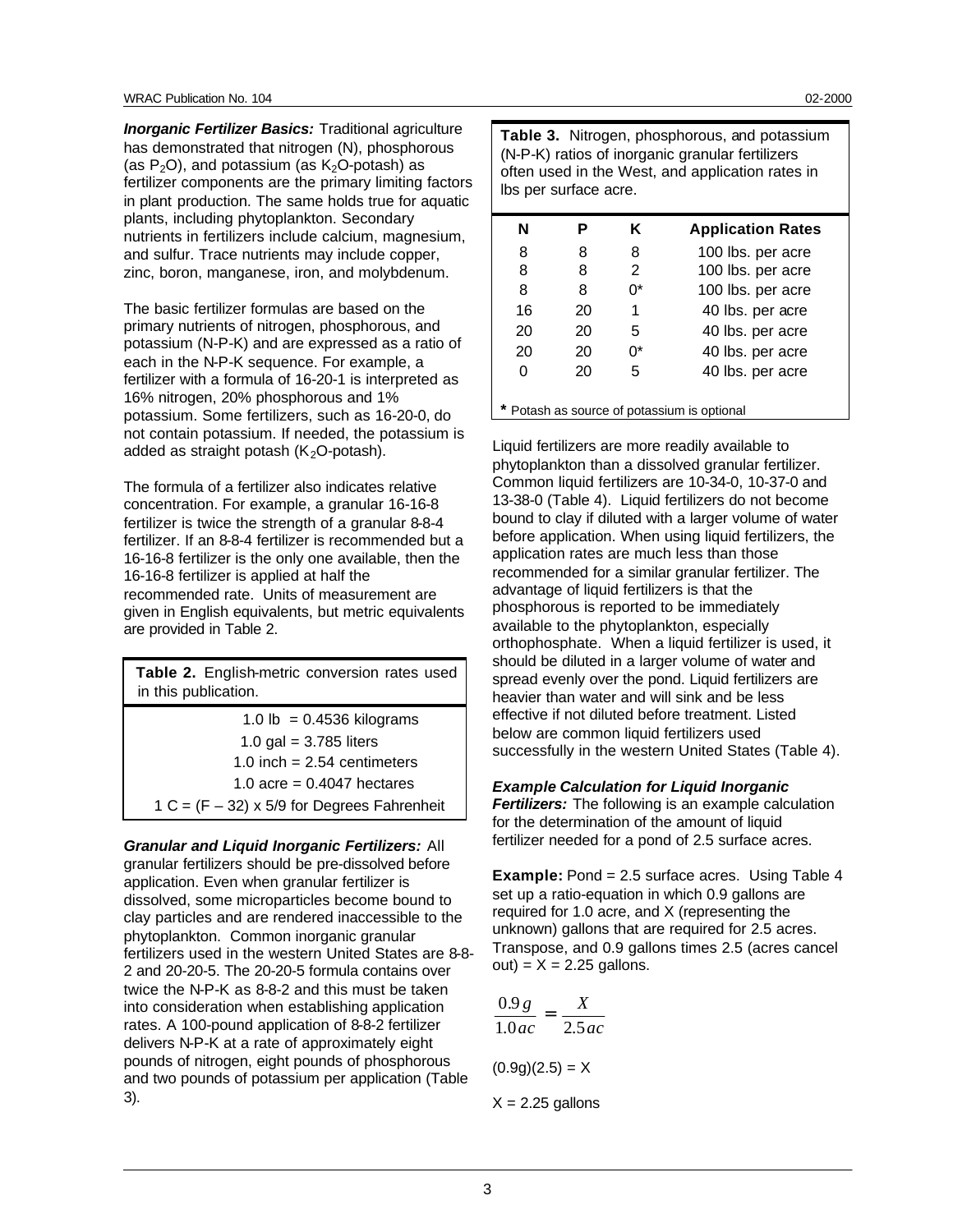***Inorganic Fertilizer Basics:*** Traditional agriculture has demonstrated that nitrogen (N), phosphorous (as $P_2O$), and potassium (as $K_2O$-potash) as fertilizer components are the primary limiting factors in plant production. The same holds true for aquatic plants, including phytoplankton. Secondary nutrients in fertilizers include calcium, magnesium, and sulfur. Trace nutrients may include copper, zinc, boron, manganese, iron, and molybdenum.

The basic fertilizer formulas are based on the primary nutrients of nitrogen, phosphorous, and potassium (N-P-K) and are expressed as a ratio of each in the N-P-K sequence. For example, a fertilizer with a formula of 16-20-1 is interpreted as 16% nitrogen, 20% phosphorous and 1% potassium. Some fertilizers, such as 16-20-0, do not contain potassium. If needed, the potassium is added as straight potash ($K_2O$-potash).

The formula of a fertilizer also indicates relative concentration. For example, a granular 16-16-8 fertilizer is twice the strength of a granular 8-8-4 fertilizer. If an 8-8-4 fertilizer is recommended but a 16-16-8 fertilizer is the only one available, then the 16-16-8 fertilizer is applied at half the recommended rate. Units of measurement are given in English equivalents, but metric equivalents are provided in Table 2.

**Table 2.** English-metric conversion rates used in this publication.

| Conversion |
|---|
| 1.0 lb = 0.4536 kilograms |
| 1.0 gal = 3.785 liters |
| 1.0 inch = 2.54 centimeters |
| 1.0 acre = 0.4047 hectares |
| 1 C = (F – 32) x 5/9 for Degrees Fahrenheit |

***Granular and Liquid Inorganic Fertilizers:*** All granular fertilizers should be pre-dissolved before application. Even when granular fertilizer is dissolved, some microparticles become bound to clay particles and are rendered inaccessible to the phytoplankton. Common inorganic granular fertilizers used in the western United States are 8-8-2 and 20-20-5. The 20-20-5 formula contains over twice the N-P-K as 8-8-2 and this must be taken into consideration when establishing application rates. A 100-pound application of 8-8-2 fertilizer delivers N-P-K at a rate of approximately eight pounds of nitrogen, eight pounds of phosphorous and two pounds of potassium per application (Table 3).

**Table 3.** Nitrogen, phosphorous, and potassium (N-P-K) ratios of inorganic granular fertilizers often used in the West, and application rates in lbs per surface acre.

| N | P | K | Application Rates |
|---|---|---|---|
| 8 | 8 | 8 | 100 lbs. per acre |
| 8 | 8 | 2 | 100 lbs. per acre |
| 8 | 8 | 0* | 100 lbs. per acre |
| 16 | 20 | 1 | 40 lbs. per acre |
| 20 | 20 | 5 | 40 lbs. per acre |
| 20 | 20 | 0* | 40 lbs. per acre |
| 0 | 20 | 5 | 40 lbs. per acre |

**\*** Potash as source of potassium is optional

Liquid fertilizers are more readily available to phytoplankton than a dissolved granular fertilizer. Common liquid fertilizers are 10-34-0, 10-37-0 and 13-38-0 (Table 4). Liquid fertilizers do not become bound to clay if diluted with a larger volume of water before application. When using liquid fertilizers, the application rates are much less than those recommended for a similar granular fertilizer. The advantage of liquid fertilizers is that the phosphorous is reported to be immediately available to the phytoplankton, especially orthophosphate. When a liquid fertilizer is used, it should be diluted in a larger volume of water and spread evenly over the pond. Liquid fertilizers are heavier than water and will sink and be less effective if not diluted before treatment. Listed below are common liquid fertilizers used successfully in the western United States (Table 4).

***Example Calculation for Liquid Inorganic Fertilizers:*** The following is an example calculation for the determination of the amount of liquid fertilizer needed for a pond of 2.5 surface acres.

**Example:** Pond = 2.5 surface acres. Using Table 4 set up a ratio-equation in which 0.9 gallons are required for 1.0 acre, and X (representing the unknown) gallons that are required for 2.5 acres. Transpose, and 0.9 gallons times 2.5 (acres cancel out) = X = 2.25 gallons.

$$\frac{0.9\,g}{1.0\,ac} = \frac{X}{2.5\,ac}$$

$(0.9g)(2.5) = X$

$X = 2.25$ gallons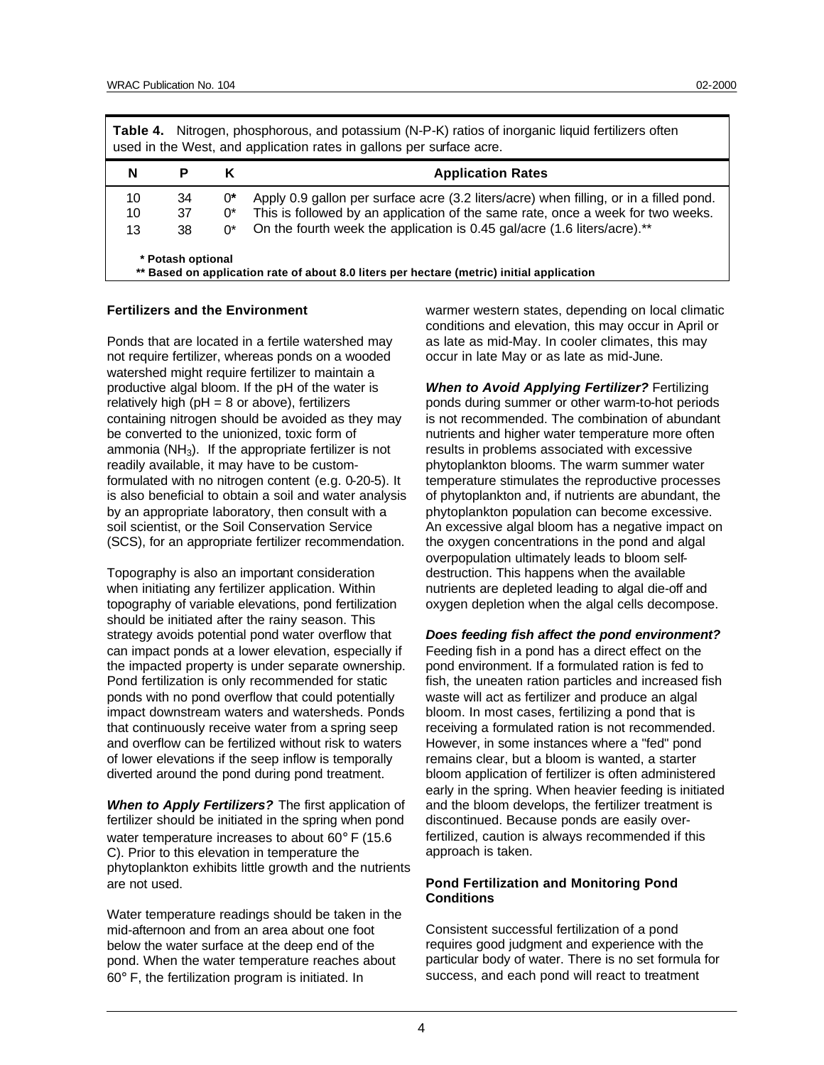**Table 4.** Nitrogen, phosphorous, and potassium (N-P-K) ratios of inorganic liquid fertilizers often used in the West, and application rates in gallons per surface acre.

| N | P | K | Application Rates |
|---|---|---|---|
| 10 | 34 | 0* | Apply 0.9 gallon per surface acre (3.2 liters/acre) when filling, or in a filled pond. |
| 10 | 37 | 0* | This is followed by an application of the same rate, once a week for two weeks. |
| 13 | 38 | 0* | On the fourth week the application is 0.45 gal/acre (1.6 liters/acre).** |

**\* Potash optional**
**\*\* Based on application rate of about 8.0 liters per hectare (metric) initial application**

### Fertilizers and the Environment

Ponds that are located in a fertile watershed may not require fertilizer, whereas ponds on a wooded watershed might require fertilizer to maintain a productive algal bloom. If the pH of the water is relatively high (pH = 8 or above), fertilizers containing nitrogen should be avoided as they may be converted to the unionized, toxic form of ammonia ($NH_3$). If the appropriate fertilizer is not readily available, it may have to be custom-formulated with no nitrogen content (e.g. 0-20-5). It is also beneficial to obtain a soil and water analysis by an appropriate laboratory, then consult with a soil scientist, or the Soil Conservation Service (SCS), for an appropriate fertilizer recommendation.

Topography is also an important consideration when initiating any fertilizer application. Within topography of variable elevations, pond fertilization should be initiated after the rainy season. This strategy avoids potential pond water overflow that can impact ponds at a lower elevation, especially if the impacted property is under separate ownership. Pond fertilization is only recommended for static ponds with no pond overflow that could potentially impact downstream waters and watersheds. Ponds that continuously receive water from a spring seep and overflow can be fertilized without risk to waters of lower elevations if the seep inflow is temporally diverted around the pond during pond treatment.

***When to Apply Fertilizers?*** The first application of fertilizer should be initiated in the spring when pond water temperature increases to about 60° F (15.6 C). Prior to this elevation in temperature the phytoplankton exhibits little growth and the nutrients are not used.

Water temperature readings should be taken in the mid-afternoon and from an area about one foot below the water surface at the deep end of the pond. When the water temperature reaches about 60° F, the fertilization program is initiated. In warmer western states, depending on local climatic conditions and elevation, this may occur in April or as late as mid-May. In cooler climates, this may occur in late May or as late as mid-June.

***When to Avoid Applying Fertilizer?*** Fertilizing ponds during summer or other warm-to-hot periods is not recommended. The combination of abundant nutrients and higher water temperature more often results in problems associated with excessive phytoplankton blooms. The warm summer water temperature stimulates the reproductive processes of phytoplankton and, if nutrients are abundant, the phytoplankton population can become excessive. An excessive algal bloom has a negative impact on the oxygen concentrations in the pond and algal overpopulation ultimately leads to bloom self-destruction. This happens when the available nutrients are depleted leading to algal die-off and oxygen depletion when the algal cells decompose.

***Does feeding fish affect the pond environment?*** Feeding fish in a pond has a direct effect on the pond environment. If a formulated ration is fed to fish, the uneaten ration particles and increased fish waste will act as fertilizer and produce an algal bloom. In most cases, fertilizing a pond that is receiving a formulated ration is not recommended. However, in some instances where a "fed" pond remains clear, but a bloom is wanted, a starter bloom application of fertilizer is often administered early in the spring. When heavier feeding is initiated and the bloom develops, the fertilizer treatment is discontinued. Because ponds are easily over-fertilized, caution is always recommended if this approach is taken.

### Pond Fertilization and Monitoring Pond Conditions

Consistent successful fertilization of a pond requires good judgment and experience with the particular body of water. There is no set formula for success, and each pond will react to treatment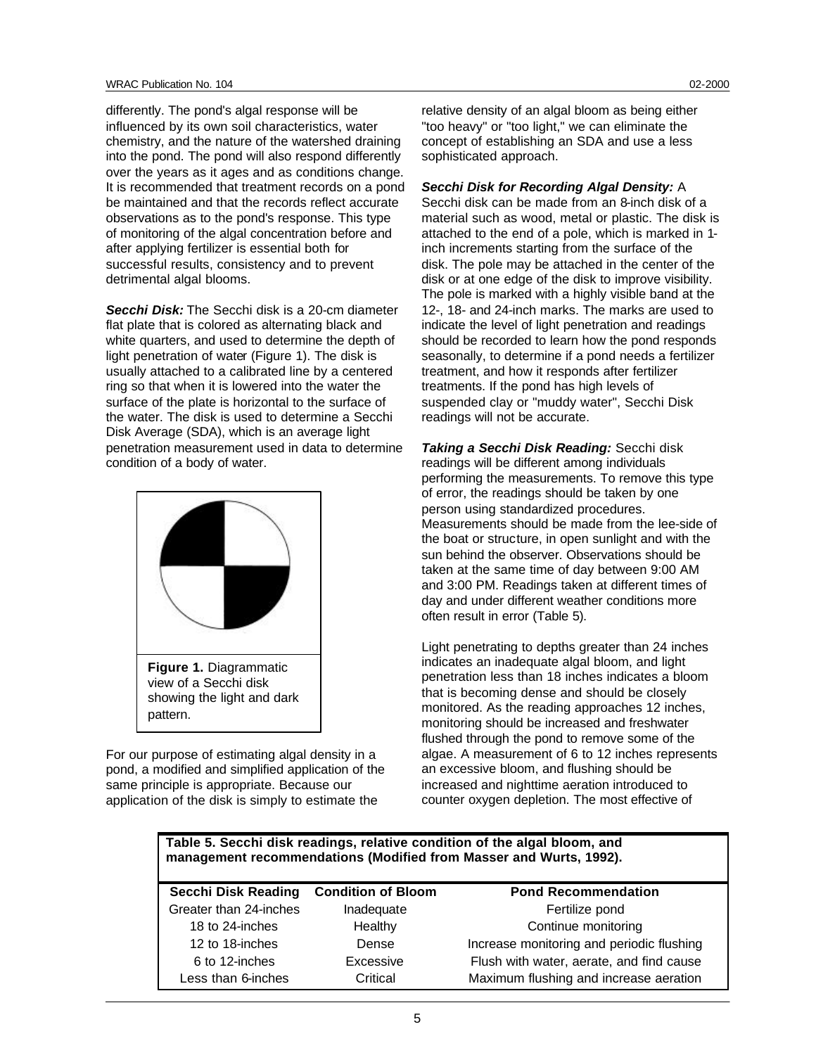differently. The pond's algal response will be influenced by its own soil characteristics, water chemistry, and the nature of the watershed draining into the pond. The pond will also respond differently over the years as it ages and as conditions change. It is recommended that treatment records on a pond be maintained and that the records reflect accurate observations as to the pond's response. This type of monitoring of the algal concentration before and after applying fertilizer is essential both for successful results, consistency and to prevent detrimental algal blooms.

***Secchi Disk:*** The Secchi disk is a 20-cm diameter flat plate that is colored as alternating black and white quarters, and used to determine the depth of light penetration of water (Figure 1). The disk is usually attached to a calibrated line by a centered ring so that when it is lowered into the water the surface of the plate is horizontal to the surface of the water. The disk is used to determine a Secchi Disk Average (SDA), which is an average light penetration measurement used in data to determine condition of a body of water.

**Figure 1.** Diagrammatic view of a Secchi disk showing the light and dark pattern.

For our purpose of estimating algal density in a pond, a modified and simplified application of the same principle is appropriate. Because our application of the disk is simply to estimate the relative density of an algal bloom as being either "too heavy" or "too light," we can eliminate the concept of establishing an SDA and use a less sophisticated approach.

***Secchi Disk for Recording Algal Density:*** A Secchi disk can be made from an 8-inch disk of a material such as wood, metal or plastic. The disk is attached to the end of a pole, which is marked in 1-inch increments starting from the surface of the disk. The pole may be attached in the center of the disk or at one edge of the disk to improve visibility. The pole is marked with a highly visible band at the 12-, 18- and 24-inch marks. The marks are used to indicate the level of light penetration and readings should be recorded to learn how the pond responds seasonally, to determine if a pond needs a fertilizer treatment, and how it responds after fertilizer treatments. If the pond has high levels of suspended clay or "muddy water", Secchi Disk readings will not be accurate.

***Taking a Secchi Disk Reading:*** Secchi disk readings will be different among individuals performing the measurements. To remove this type of error, the readings should be taken by one person using standardized procedures. Measurements should be made from the lee-side of the boat or structure, in open sunlight and with the sun behind the observer. Observations should be taken at the same time of day between 9:00 AM and 3:00 PM. Readings taken at different times of day and under different weather conditions more often result in error (Table 5).

Light penetrating to depths greater than 24 inches indicates an inadequate algal bloom, and light penetration less than 18 inches indicates a bloom that is becoming dense and should be closely monitored. As the reading approaches 12 inches, monitoring should be increased and freshwater flushed through the pond to remove some of the algae. A measurement of 6 to 12 inches represents an excessive bloom, and flushing should be increased and nighttime aeration introduced to counter oxygen depletion. The most effective of

**Table 5. Secchi disk readings, relative condition of the algal bloom, and management recommendations (Modified from Masser and Wurts, 1992).**

| Secchi Disk Reading | Condition of Bloom | Pond Recommendation |
|---|---|---|
| Greater than 24-inches | Inadequate | Fertilize pond |
| 18 to 24-inches | Healthy | Continue monitoring |
| 12 to 18-inches | Dense | Increase monitoring and periodic flushing |
| 6 to 12-inches | Excessive | Flush with water, aerate, and find cause |
| Less than 6-inches | Critical | Maximum flushing and increase aeration |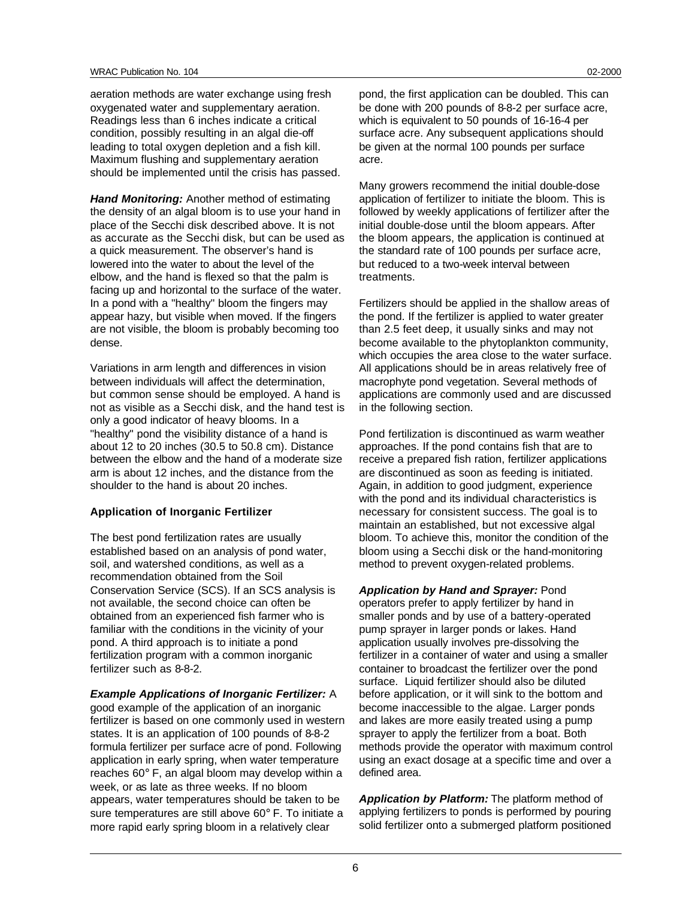aeration methods are water exchange using fresh oxygenated water and supplementary aeration. Readings less than 6 inches indicate a critical condition, possibly resulting in an algal die-off leading to total oxygen depletion and a fish kill. Maximum flushing and supplementary aeration should be implemented until the crisis has passed.

***Hand Monitoring:*** Another method of estimating the density of an algal bloom is to use your hand in place of the Secchi disk described above. It is not as accurate as the Secchi disk, but can be used as a quick measurement. The observer's hand is lowered into the water to about the level of the elbow, and the hand is flexed so that the palm is facing up and horizontal to the surface of the water. In a pond with a "healthy" bloom the fingers may appear hazy, but visible when moved. If the fingers are not visible, the bloom is probably becoming too dense.

Variations in arm length and differences in vision between individuals will affect the determination, but common sense should be employed. A hand is not as visible as a Secchi disk, and the hand test is only a good indicator of heavy blooms. In a "healthy" pond the visibility distance of a hand is about 12 to 20 inches (30.5 to 50.8 cm). Distance between the elbow and the hand of a moderate size arm is about 12 inches, and the distance from the shoulder to the hand is about 20 inches.

### Application of Inorganic Fertilizer

The best pond fertilization rates are usually established based on an analysis of pond water, soil, and watershed conditions, as well as a recommendation obtained from the Soil Conservation Service (SCS). If an SCS analysis is not available, the second choice can often be obtained from an experienced fish farmer who is familiar with the conditions in the vicinity of your pond. A third approach is to initiate a pond fertilization program with a common inorganic fertilizer such as 8-8-2.

***Example Applications of Inorganic Fertilizer:*** A good example of the application of an inorganic fertilizer is based on one commonly used in western states. It is an application of 100 pounds of 8-8-2 formula fertilizer per surface acre of pond. Following application in early spring, when water temperature reaches 60° F, an algal bloom may develop within a week, or as late as three weeks. If no bloom appears, water temperatures should be taken to be sure temperatures are still above 60° F. To initiate a more rapid early spring bloom in a relatively clear pond, the first application can be doubled. This can be done with 200 pounds of 8-8-2 per surface acre, which is equivalent to 50 pounds of 16-16-4 per surface acre. Any subsequent applications should be given at the normal 100 pounds per surface acre.

Many growers recommend the initial double-dose application of fertilizer to initiate the bloom. This is followed by weekly applications of fertilizer after the initial double-dose until the bloom appears. After the bloom appears, the application is continued at the standard rate of 100 pounds per surface acre, but reduced to a two-week interval between treatments.

Fertilizers should be applied in the shallow areas of the pond. If the fertilizer is applied to water greater than 2.5 feet deep, it usually sinks and may not become available to the phytoplankton community, which occupies the area close to the water surface. All applications should be in areas relatively free of macrophyte pond vegetation. Several methods of applications are commonly used and are discussed in the following section.

Pond fertilization is discontinued as warm weather approaches. If the pond contains fish that are to receive a prepared fish ration, fertilizer applications are discontinued as soon as feeding is initiated. Again, in addition to good judgment, experience with the pond and its individual characteristics is necessary for consistent success. The goal is to maintain an established, but not excessive algal bloom. To achieve this, monitor the condition of the bloom using a Secchi disk or the hand-monitoring method to prevent oxygen-related problems.

***Application by Hand and Sprayer:*** Pond operators prefer to apply fertilizer by hand in smaller ponds and by use of a battery-operated pump sprayer in larger ponds or lakes. Hand application usually involves pre-dissolving the fertilizer in a container of water and using a smaller container to broadcast the fertilizer over the pond surface. Liquid fertilizer should also be diluted before application, or it will sink to the bottom and become inaccessible to the algae. Larger ponds and lakes are more easily treated using a pump sprayer to apply the fertilizer from a boat. Both methods provide the operator with maximum control using an exact dosage at a specific time and over a defined area.

***Application by Platform:*** The platform method of applying fertilizers to ponds is performed by pouring solid fertilizer onto a submerged platform positioned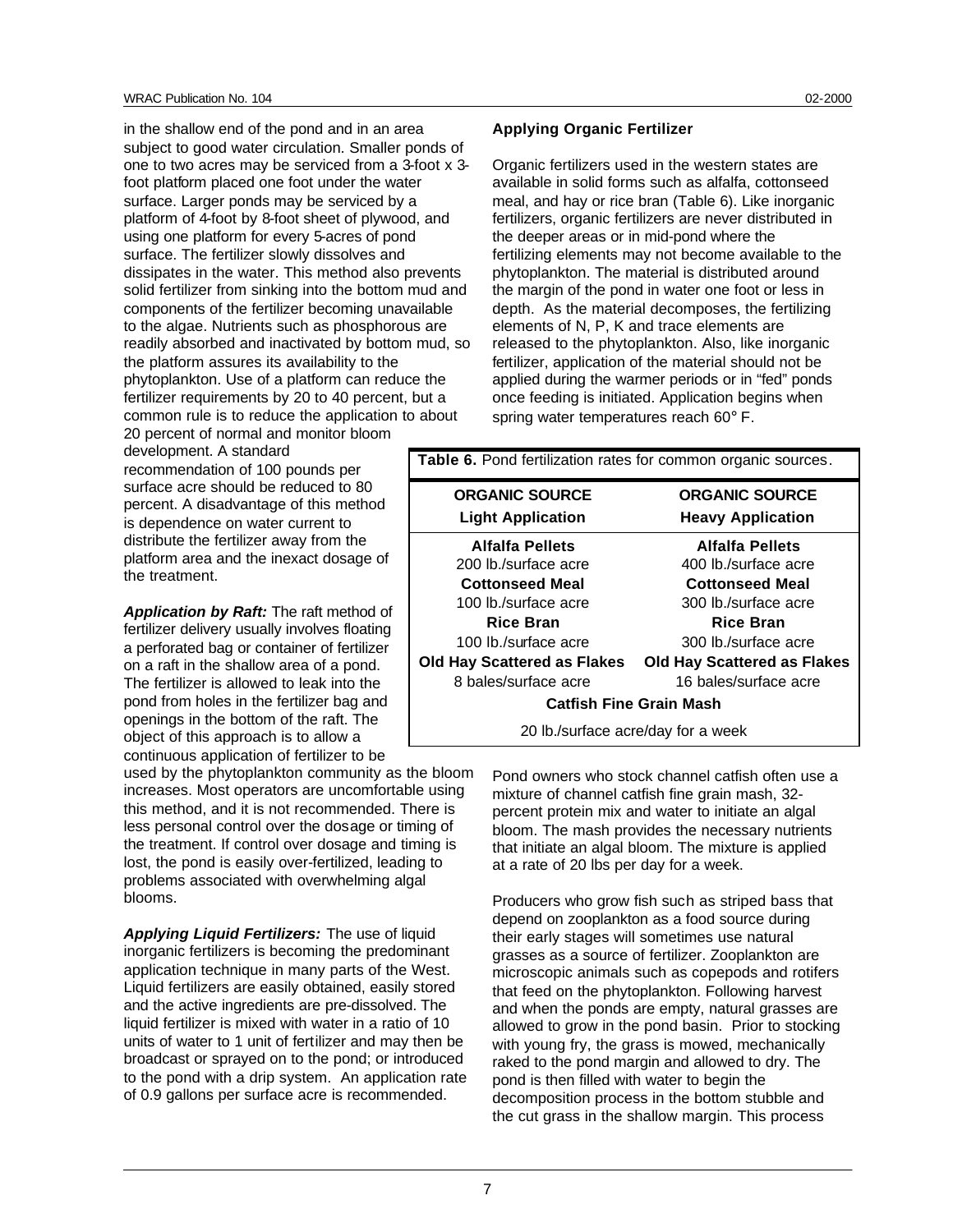in the shallow end of the pond and in an area subject to good water circulation. Smaller ponds of one to two acres may be serviced from a 3-foot x 3-foot platform placed one foot under the water surface. Larger ponds may be serviced by a platform of 4-foot by 8-foot sheet of plywood, and using one platform for every 5-acres of pond surface. The fertilizer slowly dissolves and dissipates in the water. This method also prevents solid fertilizer from sinking into the bottom mud and components of the fertilizer becoming unavailable to the algae. Nutrients such as phosphorous are readily absorbed and inactivated by bottom mud, so the platform assures its availability to the phytoplankton. Use of a platform can reduce the fertilizer requirements by 20 to 40 percent, but a common rule is to reduce the application to about 20 percent of normal and monitor bloom development. A standard recommendation of 100 pounds per surface acre should be reduced to 80 percent. A disadvantage of this method is dependence on water current to distribute the fertilizer away from the platform area and the inexact dosage of the treatment.

***Application by Raft:*** The raft method of fertilizer delivery usually involves floating a perforated bag or container of fertilizer on a raft in the shallow area of a pond. The fertilizer is allowed to leak into the pond from holes in the fertilizer bag and openings in the bottom of the raft. The object of this approach is to allow a continuous application of fertilizer to be used by the phytoplankton community as the bloom increases. Most operators are uncomfortable using this method, and it is not recommended. There is less personal control over the dosage or timing of the treatment. If control over dosage and timing is lost, the pond is easily over-fertilized, leading to problems associated with overwhelming algal blooms.

***Applying Liquid Fertilizers:*** The use of liquid inorganic fertilizers is becoming the predominant application technique in many parts of the West. Liquid fertilizers are easily obtained, easily stored and the active ingredients are pre-dissolved. The liquid fertilizer is mixed with water in a ratio of 10 units of water to 1 unit of fertilizer and may then be broadcast or sprayed on to the pond; or introduced to the pond with a drip system. An application rate of 0.9 gallons per surface acre is recommended.

**Applying Organic Fertilizer**

Organic fertilizers used in the western states are available in solid forms such as alfalfa, cottonseed meal, and hay or rice bran (Table 6). Like inorganic fertilizers, organic fertilizers are never distributed in the deeper areas or in mid-pond where the fertilizing elements may not become available to the phytoplankton. The material is distributed around the margin of the pond in water one foot or less in depth. As the material decomposes, the fertilizing elements of N, P, K and trace elements are released to the phytoplankton. Also, like inorganic fertilizer, application of the material should not be applied during the warmer periods or in "fed" ponds once feeding is initiated. Application begins when spring water temperatures reach 60° F.

**Table 6.** Pond fertilization rates for common organic sources.

| ORGANIC SOURCE Light Application | ORGANIC SOURCE Heavy Application |
|---|---|
| **Alfalfa Pellets** | **Alfalfa Pellets** |
| 200 lb./surface acre | 400 lb./surface acre |
| **Cottonseed Meal** | **Cottonseed Meal** |
| 100 lb./surface acre | 300 lb./surface acre |
| **Rice Bran** | **Rice Bran** |
| 100 lb./surface acre | 300 lb./surface acre |
| **Old Hay Scattered as Flakes** | **Old Hay Scattered as Flakes** |
| 8 bales/surface acre | 16 bales/surface acre |
| **Catfish Fine Grain Mash** | |
| 20 lb./surface acre/day for a week | |

Pond owners who stock channel catfish often use a mixture of channel catfish fine grain mash, 32-percent protein mix and water to initiate an algal bloom. The mash provides the necessary nutrients that initiate an algal bloom. The mixture is applied at a rate of 20 lbs per day for a week.

Producers who grow fish such as striped bass that depend on zooplankton as a food source during their early stages will sometimes use natural grasses as a source of fertilizer. Zooplankton are microscopic animals such as copepods and rotifers that feed on the phytoplankton. Following harvest and when the ponds are empty, natural grasses are allowed to grow in the pond basin. Prior to stocking with young fry, the grass is mowed, mechanically raked to the pond margin and allowed to dry. The pond is then filled with water to begin the decomposition process in the bottom stubble and the cut grass in the shallow margin. This process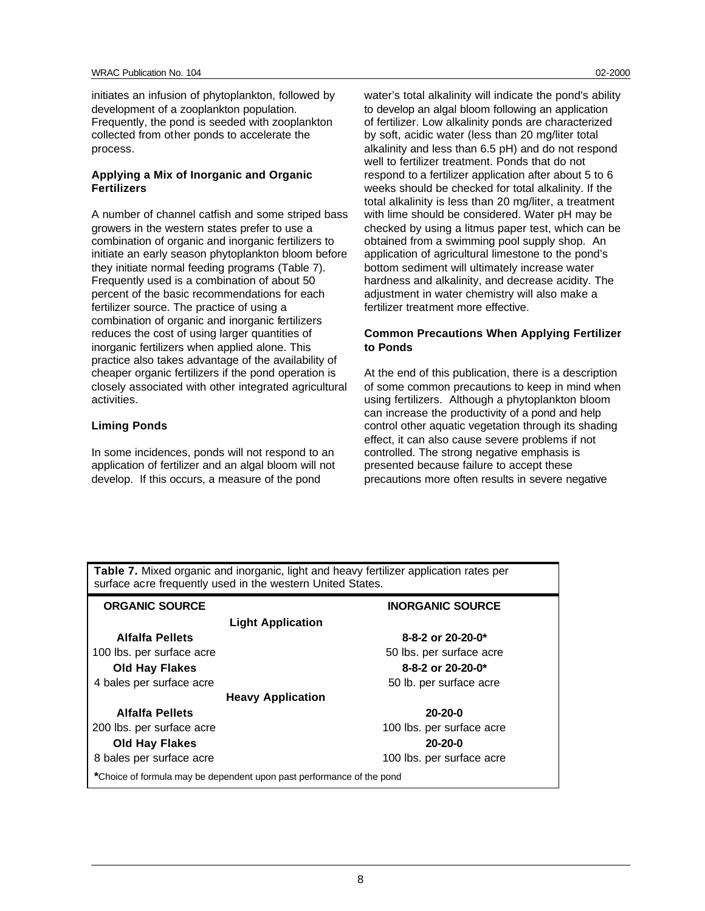initiates an infusion of phytoplankton, followed by development of a zooplankton population. Frequently, the pond is seeded with zooplankton collected from other ponds to accelerate the process.

**Applying a Mix of Inorganic and Organic Fertilizers**

A number of channel catfish and some striped bass growers in the western states prefer to use a combination of organic and inorganic fertilizers to initiate an early season phytoplankton bloom before they initiate normal feeding programs (Table 7). Frequently used is a combination of about 50 percent of the basic recommendations for each fertilizer source. The practice of using a combination of organic and inorganic fertilizers reduces the cost of using larger quantities of inorganic fertilizers when applied alone. This practice also takes advantage of the availability of cheaper organic fertilizers if the pond operation is closely associated with other integrated agricultural activities.

**Liming Ponds**

In some incidences, ponds will not respond to an application of fertilizer and an algal bloom will not develop. If this occurs, a measure of the pond water's total alkalinity will indicate the pond's ability to develop an algal bloom following an application of fertilizer. Low alkalinity ponds are characterized by soft, acidic water (less than 20 mg/liter total alkalinity and less than 6.5 pH) and do not respond well to fertilizer treatment. Ponds that do not respond to a fertilizer application after about 5 to 6 weeks should be checked for total alkalinity. If the total alkalinity is less than 20 mg/liter, a treatment with lime should be considered. Water pH may be checked by using a litmus paper test, which can be obtained from a swimming pool supply shop. An application of agricultural limestone to the pond's bottom sediment will ultimately increase water hardness and alkalinity, and decrease acidity. The adjustment in water chemistry will also make a fertilizer treatment more effective.

**Common Precautions When Applying Fertilizer to Ponds**

At the end of this publication, there is a description of some common precautions to keep in mind when using fertilizers. Although a phytoplankton bloom can increase the productivity of a pond and help control other aquatic vegetation through its shading effect, it can also cause severe problems if not controlled. The strong negative emphasis is presented because failure to accept these precautions more often results in severe negative

**Table 7.** Mixed organic and inorganic, light and heavy fertilizer application rates per surface acre frequently used in the western United States.

| ORGANIC SOURCE | INORGANIC SOURCE |
|---|---|
| **Light Application** | |
| **Alfalfa Pellets** | **8-8-2 or 20-20-0*** |
| 100 lbs. per surface acre | 50 lbs. per surface acre |
| **Old Hay Flakes** | **8-8-2 or 20-20-0*** |
| 4 bales per surface acre | 50 lb. per surface acre |
| **Heavy Application** | |
| **Alfalfa Pellets** | **20-20-0** |
| 200 lbs. per surface acre | 100 lbs. per surface acre |
| **Old Hay Flakes** | **20-20-0** |
| 8 bales per surface acre | 100 lbs. per surface acre |

*Choice of formula may be dependent upon past performance of the pond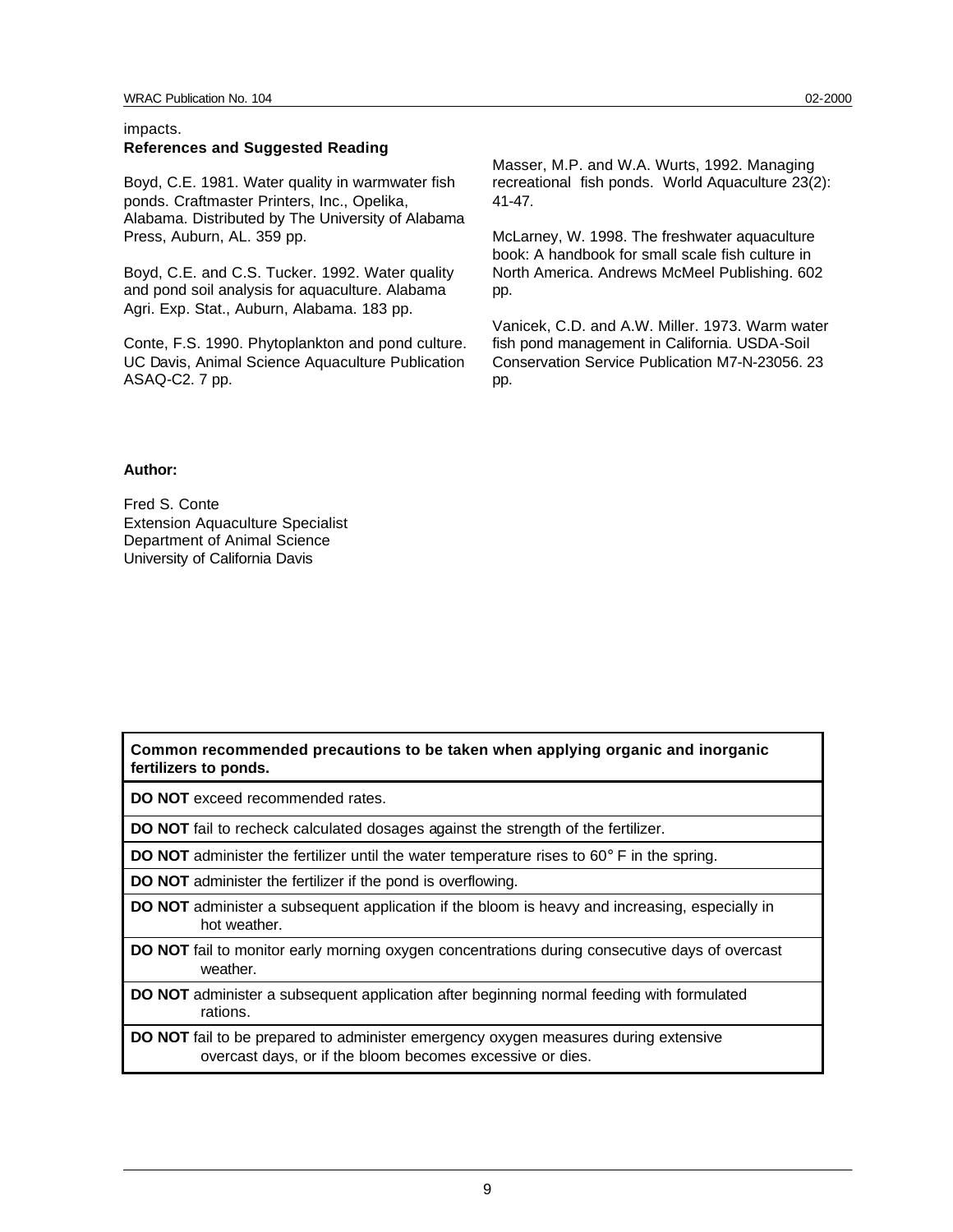impacts.

## References and Suggested Reading

Boyd, C.E. 1981. Water quality in warmwater fish ponds. Craftmaster Printers, Inc., Opelika, Alabama. Distributed by The University of Alabama Press, Auburn, AL. 359 pp.

Boyd, C.E. and C.S. Tucker. 1992. Water quality and pond soil analysis for aquaculture. Alabama Agri. Exp. Stat., Auburn, Alabama. 183 pp.

Conte, F.S. 1990. Phytoplankton and pond culture. UC Davis, Animal Science Aquaculture Publication ASAQ-C2. 7 pp.

Masser, M.P. and W.A. Wurts, 1992. Managing recreational fish ponds. World Aquaculture 23(2): 41-47.

McLarney, W. 1998. The freshwater aquaculture book: A handbook for small scale fish culture in North America. Andrews McMeel Publishing. 602 pp.

Vanicek, C.D. and A.W. Miller. 1973. Warm water fish pond management in California. USDA-Soil Conservation Service Publication M7-N-23056. 23 pp.

**Author:**

Fred S. Conte
Extension Aquaculture Specialist
Department of Animal Science
University of California Davis

| **Common recommended precautions to be taken when applying organic and inorganic fertilizers to ponds.** |
| --- |
| **DO NOT** exceed recommended rates. |
| **DO NOT** fail to recheck calculated dosages against the strength of the fertilizer. |
| **DO NOT** administer the fertilizer until the water temperature rises to 60° F in the spring. |
| **DO NOT** administer the fertilizer if the pond is overflowing. |
| **DO NOT** administer a subsequent application if the bloom is heavy and increasing, especially in hot weather. |
| **DO NOT** fail to monitor early morning oxygen concentrations during consecutive days of overcast weather. |
| **DO NOT** administer a subsequent application after beginning normal feeding with formulated rations. |
| **DO NOT** fail to be prepared to administer emergency oxygen measures during extensive overcast days, or if the bloom becomes excessive or dies. |